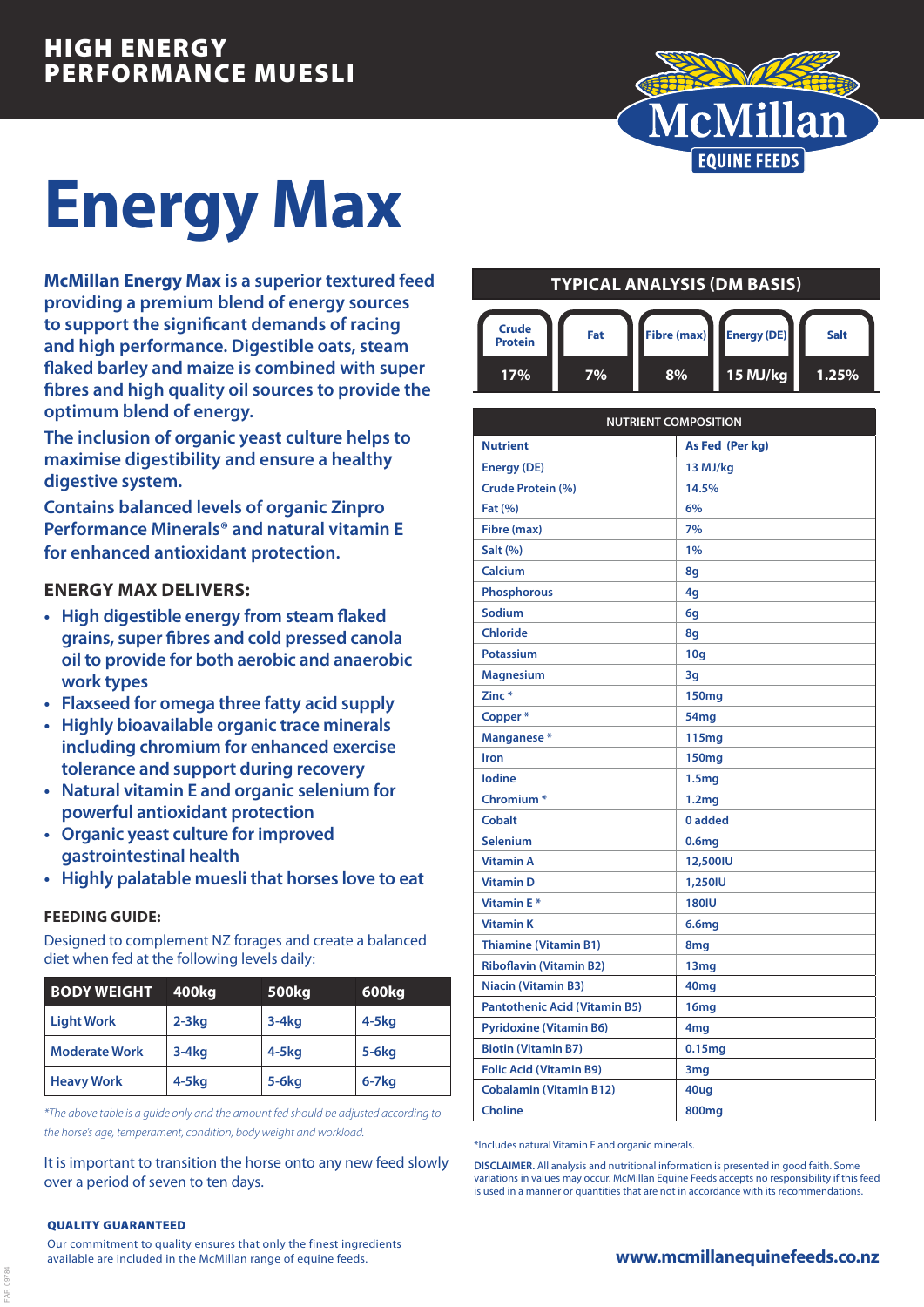HIGH ENERGY PERFORMANCE MUESLI

McMillan EQUINE FEEDS

# Energy Max

**McMillan Energy Max** is a superior textured feed providing a premium blend of energy sources to support the significant demands of racing and high performance. Digestible oats, steam flaked barley and maize is combined with super fibres and high quality oil sources to provide the optimum blend of energy.

The inclusion of organic yeast culture helps to maximise digestibility and ensure a healthy digestive system.

Contains balanced levels of organic Zinpro Performance Minerals® and natural vitamin E for enhanced antioxidant protection.

## ENERGY MAX DELIVERS:

- High digestible energy from steam flaked grains, super fibres and cold pressed canola oil to provide for both aerobic and anaerobic work types
- Flaxseed for omega three fatty acid supply
- Highly bioavailable organic trace minerals including chromium for enhanced exercise tolerance and support during recovery
- Natural vitamin E and organic selenium for powerful antioxidant protection
- Organic yeast culture for improved gastrointestinal health
- Highly palatable muesli that horses love to eat

### FEEDING GUIDE:

Designed to complement NZ forages and create a balanced diet when fed at the following levels daily:

| BODY WEIGHT | 400kg | 500kg | 600kg |
|---|---|---|---|
| Light Work | 2-3kg | 3-4kg | 4-5kg |
| Moderate Work | 3-4kg | 4-5kg | 5-6kg |
| Heavy Work | 4-5kg | 5-6kg | 6-7kg |

*\*The above table is a guide only and the amount fed should be adjusted according to the horse's age, temperament, condition, body weight and workload.*

It is important to transition the horse onto any new feed slowly over a period of seven to ten days.

### TYPICAL ANALYSIS (DM BASIS)

| Crude Protein | Fat | Fibre (max) | Energy (DE) | Salt |
|---|---|---|---|---|
| 17% | 7% | 8% | 15 MJ/kg | 1.25% |

| NUTRIENT COMPOSITION | |
|---|---|
| **Nutrient** | **As Fed (Per kg)** |
| Energy (DE) | 13 MJ/kg |
| Crude Protein (%) | 14.5% |
| Fat (%) | 6% |
| Fibre (max) | 7% |
| Salt (%) | 1% |
| Calcium | 8g |
| Phosphorous | 4g |
| Sodium | 6g |
| Chloride | 8g |
| Potassium | 10g |
| Magnesium | 3g |
| Zinc * | 150mg |
| Copper * | 54mg |
| Manganese * | 115mg |
| Iron | 150mg |
| Iodine | 1.5mg |
| Chromium * | 1.2mg |
| Cobalt | 0 added |
| Selenium | 0.6mg |
| Vitamin A | 12,500IU |
| Vitamin D | 1,250IU |
| Vitamin E * | 180IU |
| Vitamin K | 6.6mg |
| Thiamine (Vitamin B1) | 8mg |
| Riboflavin (Vitamin B2) | 13mg |
| Niacin (Vitamin B3) | 40mg |
| Pantothenic Acid (Vitamin B5) | 16mg |
| Pyridoxine (Vitamin B6) | 4mg |
| Biotin (Vitamin B7) | 0.15mg |
| Folic Acid (Vitamin B9) | 3mg |
| Cobalamin (Vitamin B12) | 40ug |
| Choline | 800mg |

*Includes natural Vitamin E and organic minerals.

**DISCLAIMER.** All analysis and nutritional information is presented in good faith. Some variations in values may occur. McMillan Equine Feeds accepts no responsibility if this feed is used in a manner or quantities that are not in accordance with its recommendations.

**QUALITY GUARANTEED**

Our commitment to quality ensures that only the finest ingredients available are included in the McMillan range of equine feeds.

**www.mcmillanequinefeeds.co.nz**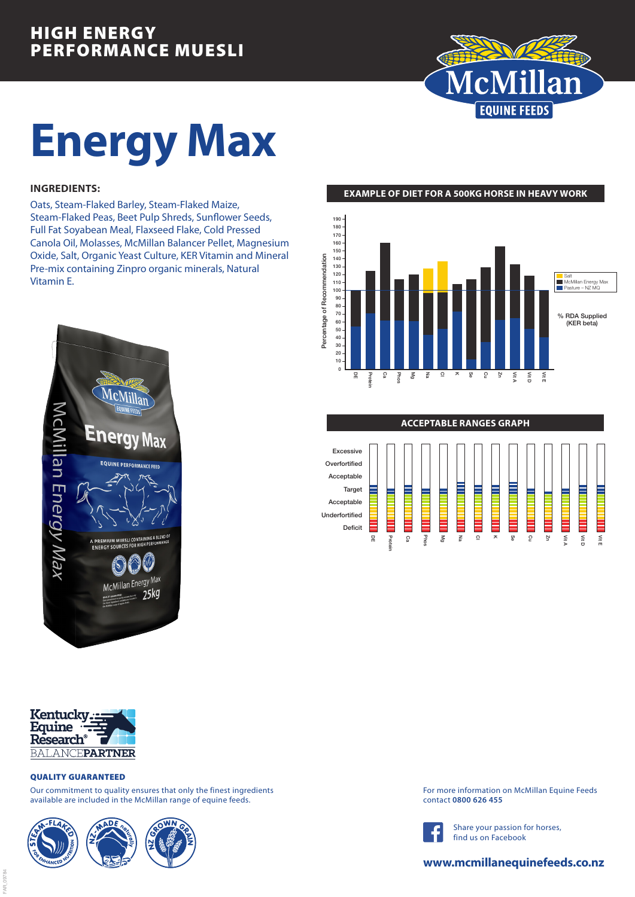## HIGH ENERGY PERFORMANCE MUESLI

# Energy Max

### INGREDIENTS:

Oats, Steam-Flaked Barley, Steam-Flaked Maize, Steam-Flaked Peas, Beet Pulp Shreds, Sunflower Seeds, Full Fat Soyabean Meal, Flaxseed Flake, Cold Pressed Canola Oil, Molasses, McMillan Balancer Pellet, Magnesium Oxide, Salt, Organic Yeast Culture, KER Vitamin and Mineral Pre-mix containing Zinpro organic minerals, Natural Vitamin E.

### EXAMPLE OF DIET FOR A 500KG HORSE IN HEAVY WORK

Percentage of Recommendation

0, 10, 20, 30, 40, 50, 60, 70, 80, 90, 100, 110, 120, 130, 140, 150, 160, 170, 180, 190

DE, Protein, Ca, Phos, Mg, Na, Cl, K, Se, Cu, Zn, Vit A, Vit D, Vit E

Salt
McMillan Energy Max
Pasture – NZ MQ

% RDA Supplied (KER beta)

### ACCEPTABLE RANGES GRAPH

Excessive
Overfortified
Acceptable
Target
Acceptable
Underfortified
Deficit

DE, Protein, Ca, Phos, Mg, Na, Cl, K, Se, Cu, Zn, Vit A, Vit D, Vit E

Kentucky Equine Research® BALANCEPARTNER

### QUALITY GUARANTEED

Our commitment to quality ensures that only the finest ingredients available are included in the McMillan range of equine feeds.

For more information on McMillan Equine Feeds contact **0800 626 455**

Share your passion for horses, find us on Facebook

**www.mcmillanequinefeeds.co.nz**